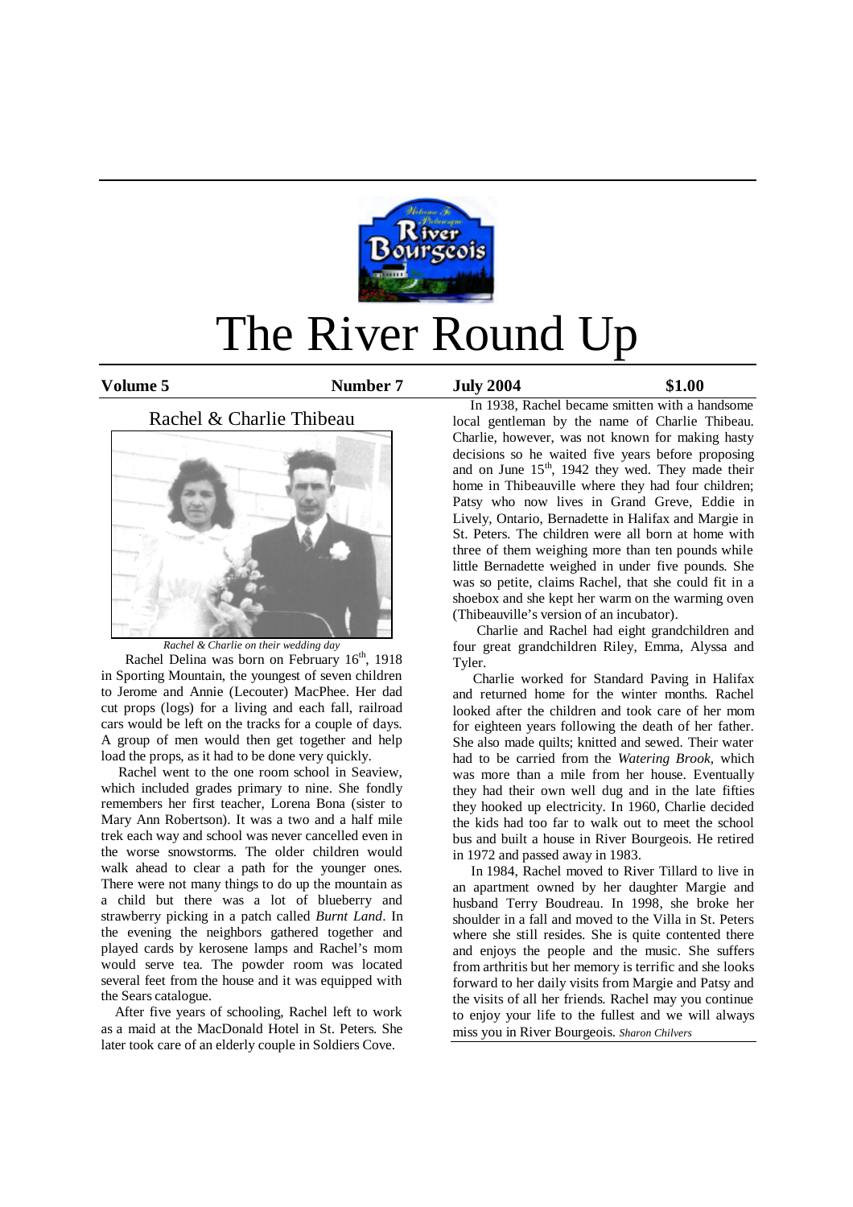# The River Round Up

**Volume 5** **Number 7** **July 2004** **$1.00**

## Rachel & Charlie Thibeau

*Rachel & Charlie on their wedding day*

Rachel Delina was born on February 16th, 1918 in Sporting Mountain, the youngest of seven children to Jerome and Annie (Lecouter) MacPhee. Her dad cut props (logs) for a living and each fall, railroad cars would be left on the tracks for a couple of days. A group of men would then get together and help load the props, as it had to be done very quickly.

Rachel went to the one room school in Seaview, which included grades primary to nine. She fondly remembers her first teacher, Lorena Bona (sister to Mary Ann Robertson). It was a two and a half mile trek each way and school was never cancelled even in the worse snowstorms. The older children would walk ahead to clear a path for the younger ones. There were not many things to do up the mountain as a child but there was a lot of blueberry and strawberry picking in a patch called *Burnt Land*. In the evening the neighbors gathered together and played cards by kerosene lamps and Rachel's mom would serve tea. The powder room was located several feet from the house and it was equipped with the Sears catalogue.

After five years of schooling, Rachel left to work as a maid at the MacDonald Hotel in St. Peters. She later took care of an elderly couple in Soldiers Cove.

In 1938, Rachel became smitten with a handsome local gentleman by the name of Charlie Thibeau. Charlie, however, was not known for making hasty decisions so he waited five years before proposing and on June 15th, 1942 they wed. They made their home in Thibeauville where they had four children; Patsy who now lives in Grand Greve, Eddie in Lively, Ontario, Bernadette in Halifax and Margie in St. Peters. The children were all born at home with three of them weighing more than ten pounds while little Bernadette weighed in under five pounds. She was so petite, claims Rachel, that she could fit in a shoebox and she kept her warm on the warming oven (Thibeauville's version of an incubator).

Charlie and Rachel had eight grandchildren and four great grandchildren Riley, Emma, Alyssa and Tyler.

Charlie worked for Standard Paving in Halifax and returned home for the winter months. Rachel looked after the children and took care of her mom for eighteen years following the death of her father. She also made quilts; knitted and sewed. Their water had to be carried from the *Watering Brook*, which was more than a mile from her house. Eventually they had their own well dug and in the late fifties they hooked up electricity. In 1960, Charlie decided the kids had too far to walk out to meet the school bus and built a house in River Bourgeois. He retired in 1972 and passed away in 1983.

In 1984, Rachel moved to River Tillard to live in an apartment owned by her daughter Margie and husband Terry Boudreau. In 1998, she broke her shoulder in a fall and moved to the Villa in St. Peters where she still resides. She is quite contented there and enjoys the people and the music. She suffers from arthritis but her memory is terrific and she looks forward to her daily visits from Margie and Patsy and the visits of all her friends. Rachel may you continue to enjoy your life to the fullest and we will always miss you in River Bourgeois. *Sharon Chilvers*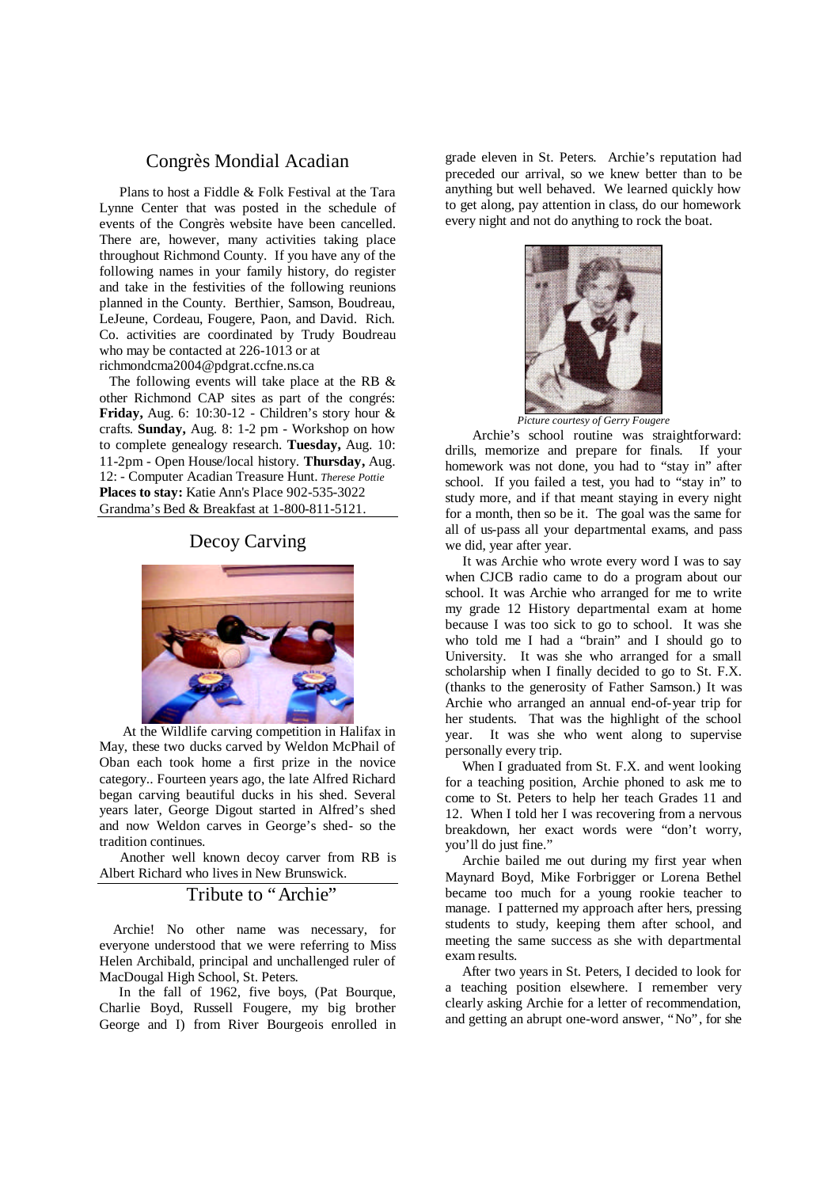## Congrès Mondial Acadian

Plans to host a Fiddle & Folk Festival at the Tara Lynne Center that was posted in the schedule of events of the Congrès website have been cancelled. There are, however, many activities taking place throughout Richmond County. If you have any of the following names in your family history, do register and take in the festivities of the following reunions planned in the County. Berthier, Samson, Boudreau, LeJeune, Cordeau, Fougere, Paon, and David. Rich. Co. activities are coordinated by Trudy Boudreau who may be contacted at 226-1013 or at richmondcma2004@pdgrat.ccfne.ns.ca

The following events will take place at the RB & other Richmond CAP sites as part of the congrès: **Friday,** Aug. 6: 10:30-12 - Children's story hour & crafts. **Sunday,** Aug. 8: 1-2 pm - Workshop on how to complete genealogy research. **Tuesday,** Aug. 10: 11-2pm - Open House/local history. **Thursday,** Aug. 12: - Computer Acadian Treasure Hunt. *Therese Pottie*

**Places to stay:** Katie Ann's Place 902-535-3022 Grandma's Bed & Breakfast at 1-800-811-5121.

## Decoy Carving

At the Wildlife carving competition in Halifax in May, these two ducks carved by Weldon McPhail of Oban each took home a first prize in the novice category.. Fourteen years ago, the late Alfred Richard began carving beautiful ducks in his shed. Several years later, George Digout started in Alfred's shed and now Weldon carves in George's shed- so the tradition continues.

Another well known decoy carver from RB is Albert Richard who lives in New Brunswick.

## Tribute to "Archie"

Archie! No other name was necessary, for everyone understood that we were referring to Miss Helen Archibald, principal and unchallenged ruler of MacDougal High School, St. Peters.

In the fall of 1962, five boys, (Pat Bourque, Charlie Boyd, Russell Fougere, my big brother George and I) from River Bourgeois enrolled in grade eleven in St. Peters. Archie's reputation had preceded our arrival, so we knew better than to be anything but well behaved. We learned quickly how to get along, pay attention in class, do our homework every night and not do anything to rock the boat.

*Picture courtesy of Gerry Fougere*

Archie's school routine was straightforward: drills, memorize and prepare for finals. If your homework was not done, you had to "stay in" after school. If you failed a test, you had to "stay in" to study more, and if that meant staying in every night for a month, then so be it. The goal was the same for all of us-pass all your departmental exams, and pass we did, year after year.

It was Archie who wrote every word I was to say when CJCB radio came to do a program about our school. It was Archie who arranged for me to write my grade 12 History departmental exam at home because I was too sick to go to school. It was she who told me I had a "brain" and I should go to University. It was she who arranged for a small scholarship when I finally decided to go to St. F.X. (thanks to the generosity of Father Samson.) It was Archie who arranged an annual end-of-year trip for her students. That was the highlight of the school year. It was she who went along to supervise personally every trip.

When I graduated from St. F.X. and went looking for a teaching position, Archie phoned to ask me to come to St. Peters to help her teach Grades 11 and 12. When I told her I was recovering from a nervous breakdown, her exact words were "don't worry, you'll do just fine."

Archie bailed me out during my first year when Maynard Boyd, Mike Forbrigger or Lorena Bethel became too much for a young rookie teacher to manage. I patterned my approach after hers, pressing students to study, keeping them after school, and meeting the same success as she with departmental exam results.

After two years in St. Peters, I decided to look for a teaching position elsewhere. I remember very clearly asking Archie for a letter of recommendation, and getting an abrupt one-word answer, "No", for she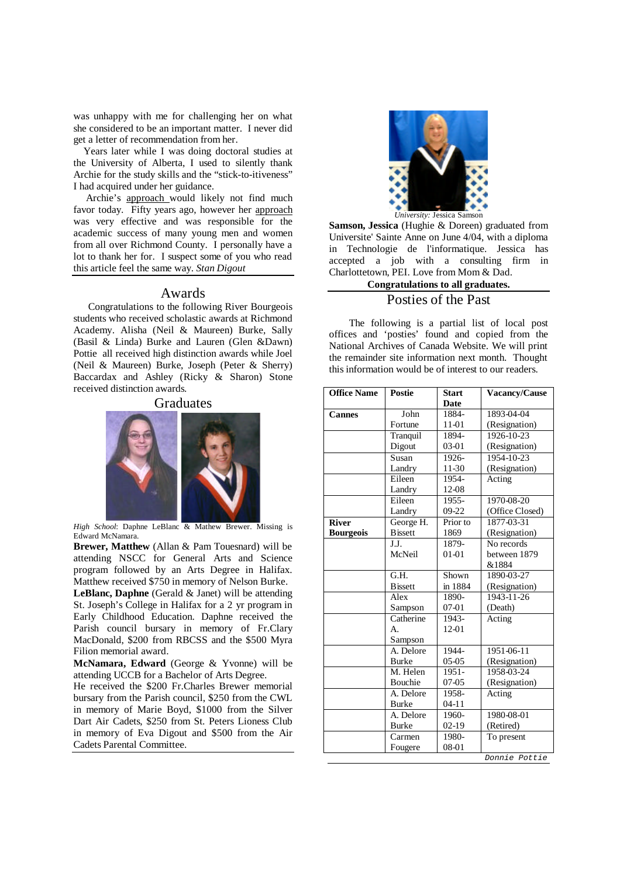was unhappy with me for challenging her on what she considered to be an important matter. I never did get a letter of recommendation from her.

Years later while I was doing doctoral studies at the University of Alberta, I used to silently thank Archie for the study skills and the "stick-to-itiveness" I had acquired under her guidance.

Archie's approach would likely not find much favor today. Fifty years ago, however her approach was very effective and was responsible for the academic success of many young men and women from all over Richmond County. I personally have a lot to thank her for. I suspect some of you who read this article feel the same way. *Stan Digout*

## Awards

Congratulations to the following River Bourgeois students who received scholastic awards at Richmond Academy. Alisha (Neil & Maureen) Burke, Sally (Basil & Linda) Burke and Lauren (Glen &Dawn) Pottie all received high distinction awards while Joel (Neil & Maureen) Burke, Joseph (Peter & Sherry) Baccardax and Ashley (Ricky & Sharon) Stone received distinction awards.

## Graduates

*High School*: Daphne LeBlanc & Mathew Brewer. Missing is Edward McNamara.

**Brewer, Matthew** (Allan & Pam Touesnard) will be attending NSCC for General Arts and Science program followed by an Arts Degree in Halifax. Matthew received $750 in memory of Nelson Burke.

**LeBlanc, Daphne** (Gerald & Janet) will be attending St. Joseph's College in Halifax for a 2 yr program in Early Childhood Education. Daphne received the Parish council bursary in memory of Fr.Clary MacDonald, $200 from RBCSS and the $500 Myra Filion memorial award.

**McNamara, Edward** (George & Yvonne) will be attending UCCB for a Bachelor of Arts Degree.
He received the $200 Fr.Charles Brewer memorial bursary from the Parish council, $250 from the CWL in memory of Marie Boyd, $1000 from the Silver Dart Air Cadets, $250 from St. Peters Lioness Club in memory of Eva Digout and $500 from the Air Cadets Parental Committee.

*University:* Jessica Samson

**Samson, Jessica** (Hughie & Doreen) graduated from Universite' Sainte Anne on June 4/04, with a diploma in Technologie de l'informatique. Jessica has accepted a job with a consulting firm in Charlottetown, PEI. Love from Mom & Dad.

**Congratulations to all graduates.**

## Posties of the Past

The following is a partial list of local post offices and 'posties' found and copied from the National Archives of Canada Website. We will print the remainder site information next month. Thought this information would be of interest to our readers.

| Office Name | Postie | Start Date | Vacancy/Cause |
|---|---|---|---|
| **Cannes** | John Fortune | 1884-11-01 | 1893-04-04 (Resignation) |
| | Tranquil Digout | 1894-03-01 | 1926-10-23 (Resignation) |
| | Susan Landry | 1926-11-30 | 1954-10-23 (Resignation) |
| | Eileen Landry | 1954-12-08 | Acting |
| | Eileen Landry | 1955-09-22 | 1970-08-20 (Office Closed) |
| **River Bourgeois** | George H. Bissett | Prior to 1869 | 1877-03-31 (Resignation) |
| | J.J. McNeil | 1879-01-01 | No records between 1879 &1884 |
| | G.H. Bissett | Shown in 1884 | 1890-03-27 (Resignation) |
| | Alex Sampson | 1890-07-01 | 1943-11-26 (Death) |
| | Catherine A. Sampson | 1943-12-01 | Acting |
| | A. Delore Burke | 1944-05-05 | 1951-06-11 (Resignation) |
| | M. Helen Bouchie | 1951-07-05 | 1958-03-24 (Resignation) |
| | A. Delore Burke | 1958-04-11 | Acting |
| | A. Delore Burke | 1960-02-19 | 1980-08-01 (Retired) |
| | Carmen Fougere | 1980-08-01 | To present |

*Donnie Pottie*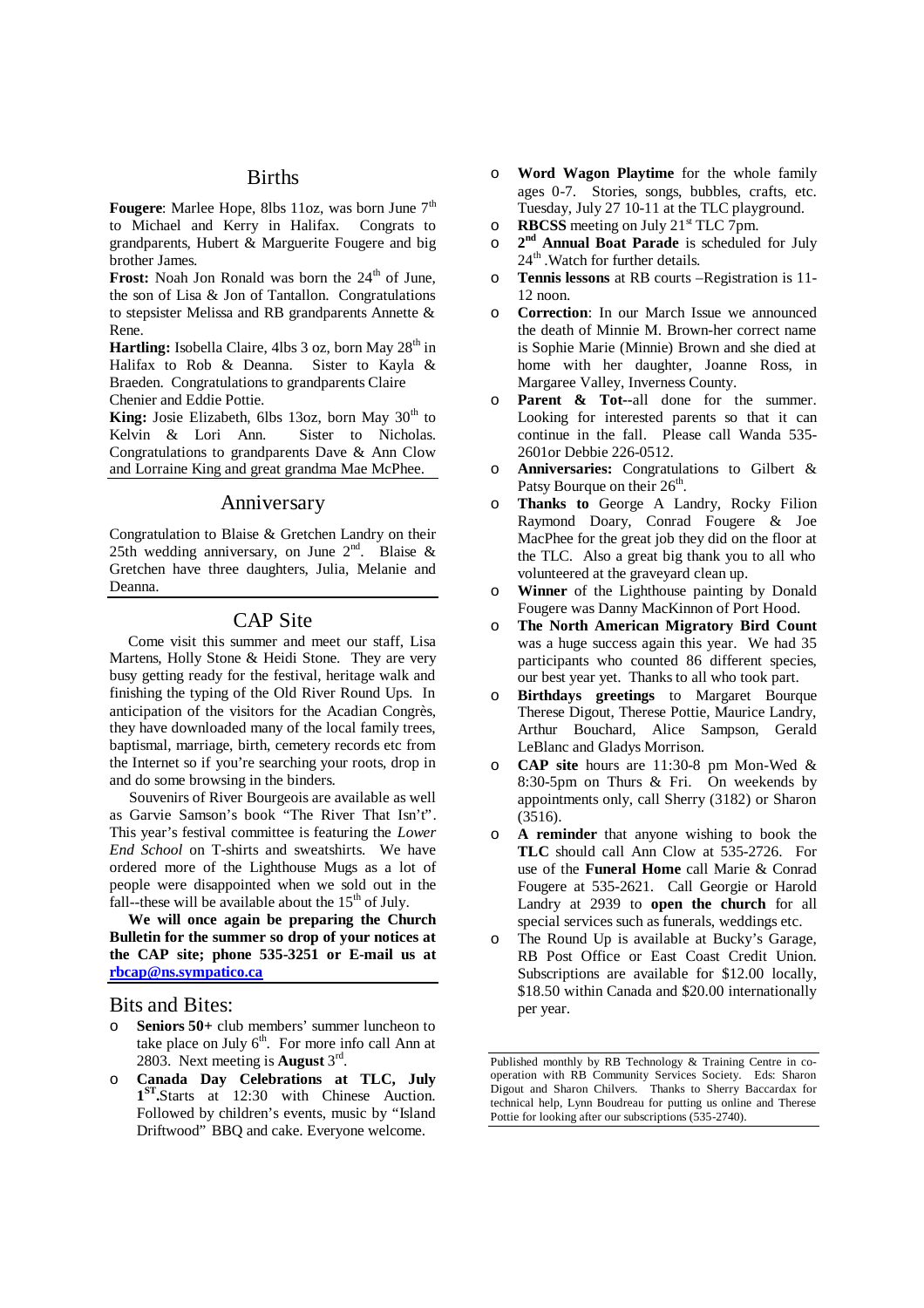## Births

**Fougere**: Marlee Hope, 8lbs 11oz, was born June 7th to Michael and Kerry in Halifax. Congrats to grandparents, Hubert & Marguerite Fougere and big brother James.

**Frost:** Noah Jon Ronald was born the 24th of June, the son of Lisa & Jon of Tantallon. Congratulations to stepsister Melissa and RB grandparents Annette & Rene.

**Hartling:** Isobella Claire, 4lbs 3 oz, born May 28th in Halifax to Rob & Deanna. Sister to Kayla & Braeden. Congratulations to grandparents Claire Chenier and Eddie Pottie.

**King:** Josie Elizabeth, 6lbs 13oz, born May 30th to Kelvin & Lori Ann. Sister to Nicholas. Congratulations to grandparents Dave & Ann Clow and Lorraine King and great grandma Mae McPhee.

## Anniversary

Congratulation to Blaise & Gretchen Landry on their 25th wedding anniversary, on June 2nd. Blaise & Gretchen have three daughters, Julia, Melanie and Deanna.

## CAP Site

Come visit this summer and meet our staff, Lisa Martens, Holly Stone & Heidi Stone. They are very busy getting ready for the festival, heritage walk and finishing the typing of the Old River Round Ups. In anticipation of the visitors for the Acadian Congrès, they have downloaded many of the local family trees, baptismal, marriage, birth, cemetery records etc from the Internet so if you're searching your roots, drop in and do some browsing in the binders.

Souvenirs of River Bourgeois are available as well as Garvie Samson's book "The River That Isn't". This year's festival committee is featuring the *Lower End School* on T-shirts and sweatshirts. We have ordered more of the Lighthouse Mugs as a lot of people were disappointed when we sold out in the fall--these will be available about the 15th of July.

**We will once again be preparing the Church Bulletin for the summer so drop of your notices at the CAP site; phone 535-3251 or E-mail us at rbcap@ns.sympatico.ca**

## Bits and Bites:

- **Seniors 50+** club members' summer luncheon to take place on July 6th. For more info call Ann at 2803. Next meeting is **August** 3rd.
- **Canada Day Celebrations at TLC, July 1ST.** Starts at 12:30 with Chinese Auction. Followed by children's events, music by "Island Driftwood" BBQ and cake. Everyone welcome.
- **Word Wagon Playtime** for the whole family ages 0-7. Stories, songs, bubbles, crafts, etc. Tuesday, July 27 10-11 at the TLC playground.
- **RBCSS** meeting on July 21st TLC 7pm.
- **2nd Annual Boat Parade** is scheduled for July 24th .Watch for further details.
- **Tennis lessons** at RB courts –Registration is 11-12 noon.
- **Correction**: In our March Issue we announced the death of Minnie M. Brown-her correct name is Sophie Marie (Minnie) Brown and she died at home with her daughter, Joanne Ross, in Margaree Valley, Inverness County.
- **Parent & Tot--**all done for the summer. Looking for interested parents so that it can continue in the fall. Please call Wanda 535-2601or Debbie 226-0512.
- **Anniversaries:** Congratulations to Gilbert & Patsy Bourque on their 26th.
- **Thanks to** George A Landry, Rocky Filion Raymond Doary, Conrad Fougere & Joe MacPhee for the great job they did on the floor at the TLC. Also a great big thank you to all who volunteered at the graveyard clean up.
- **Winner** of the Lighthouse painting by Donald Fougere was Danny MacKinnon of Port Hood.
- **The North American Migratory Bird Count** was a huge success again this year. We had 35 participants who counted 86 different species, our best year yet. Thanks to all who took part.
- **Birthdays greetings** to Margaret Bourque Therese Digout, Therese Pottie, Maurice Landry, Arthur Bouchard, Alice Sampson, Gerald LeBlanc and Gladys Morrison.
- **CAP site** hours are 11:30-8 pm Mon-Wed & 8:30-5pm on Thurs & Fri. On weekends by appointments only, call Sherry (3182) or Sharon (3516).
- **A reminder** that anyone wishing to book the **TLC** should call Ann Clow at 535-2726. For use of the **Funeral Home** call Marie & Conrad Fougere at 535-2621. Call Georgie or Harold Landry at 2939 to **open the church** for all special services such as funerals, weddings etc.
- The Round Up is available at Bucky's Garage, RB Post Office or East Coast Credit Union. Subscriptions are available for $12.00 locally, $18.50 within Canada and $20.00 internationally per year.

Published monthly by RB Technology & Training Centre in co-operation with RB Community Services Society. Eds: Sharon Digout and Sharon Chilvers. Thanks to Sherry Baccardax for technical help, Lynn Boudreau for putting us online and Therese Pottie for looking after our subscriptions (535-2740).